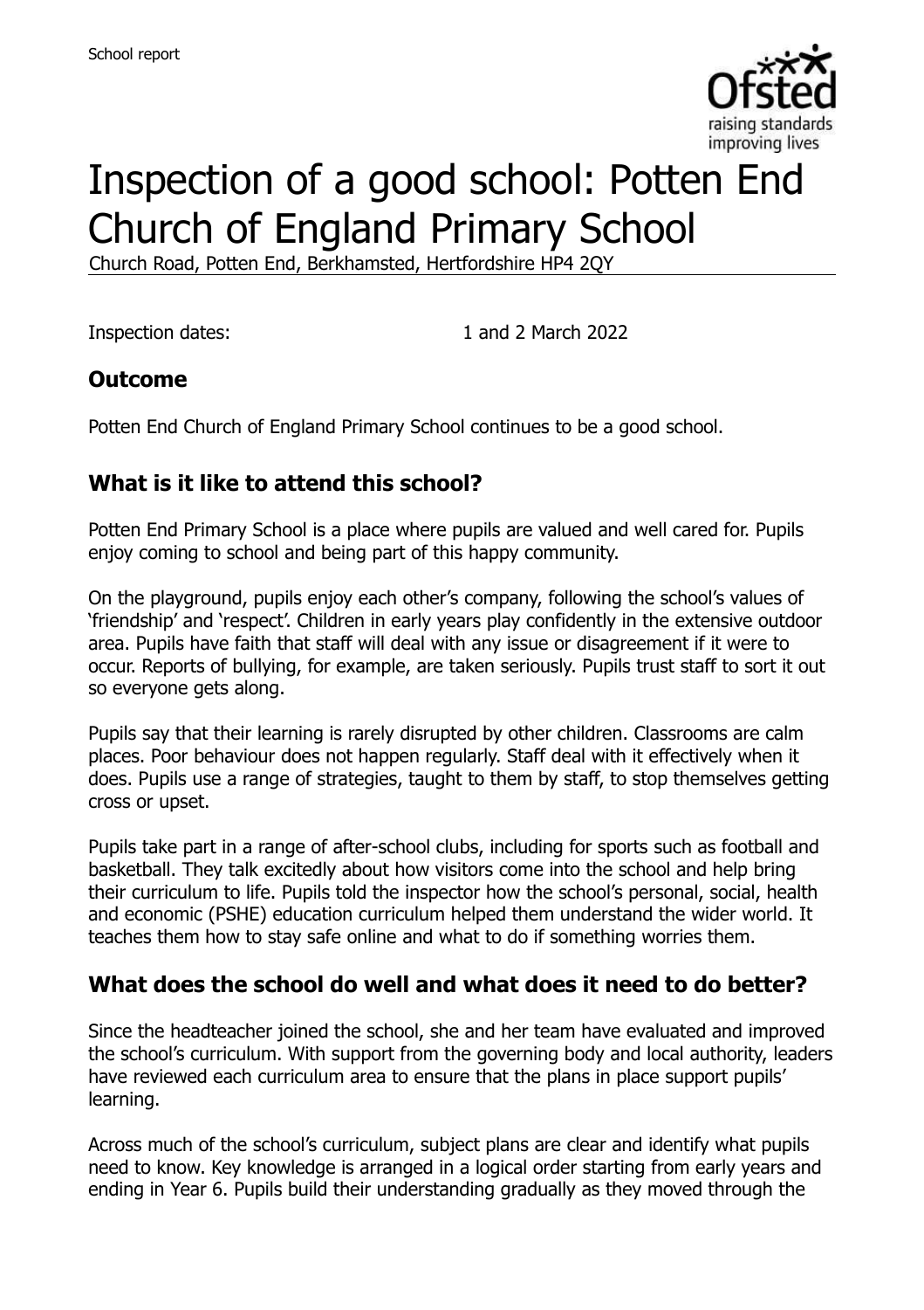# Inspection of a good school: Potten End Church of England Primary School

Church Road, Potten End, Berkhamsted, Hertfordshire HP4 2QY

Inspection dates: 1 and 2 March 2022

## Outcome

Potten End Church of England Primary School continues to be a good school.

## What is it like to attend this school?

Potten End Primary School is a place where pupils are valued and well cared for. Pupils enjoy coming to school and being part of this happy community.

On the playground, pupils enjoy each other's company, following the school's values of 'friendship' and 'respect'. Children in early years play confidently in the extensive outdoor area. Pupils have faith that staff will deal with any issue or disagreement if it were to occur. Reports of bullying, for example, are taken seriously. Pupils trust staff to sort it out so everyone gets along.

Pupils say that their learning is rarely disrupted by other children. Classrooms are calm places. Poor behaviour does not happen regularly. Staff deal with it effectively when it does. Pupils use a range of strategies, taught to them by staff, to stop themselves getting cross or upset.

Pupils take part in a range of after-school clubs, including for sports such as football and basketball. They talk excitedly about how visitors come into the school and help bring their curriculum to life. Pupils told the inspector how the school's personal, social, health and economic (PSHE) education curriculum helped them understand the wider world. It teaches them how to stay safe online and what to do if something worries them.

## What does the school do well and what does it need to do better?

Since the headteacher joined the school, she and her team have evaluated and improved the school's curriculum. With support from the governing body and local authority, leaders have reviewed each curriculum area to ensure that the plans in place support pupils' learning.

Across much of the school's curriculum, subject plans are clear and identify what pupils need to know. Key knowledge is arranged in a logical order starting from early years and ending in Year 6. Pupils build their understanding gradually as they moved through the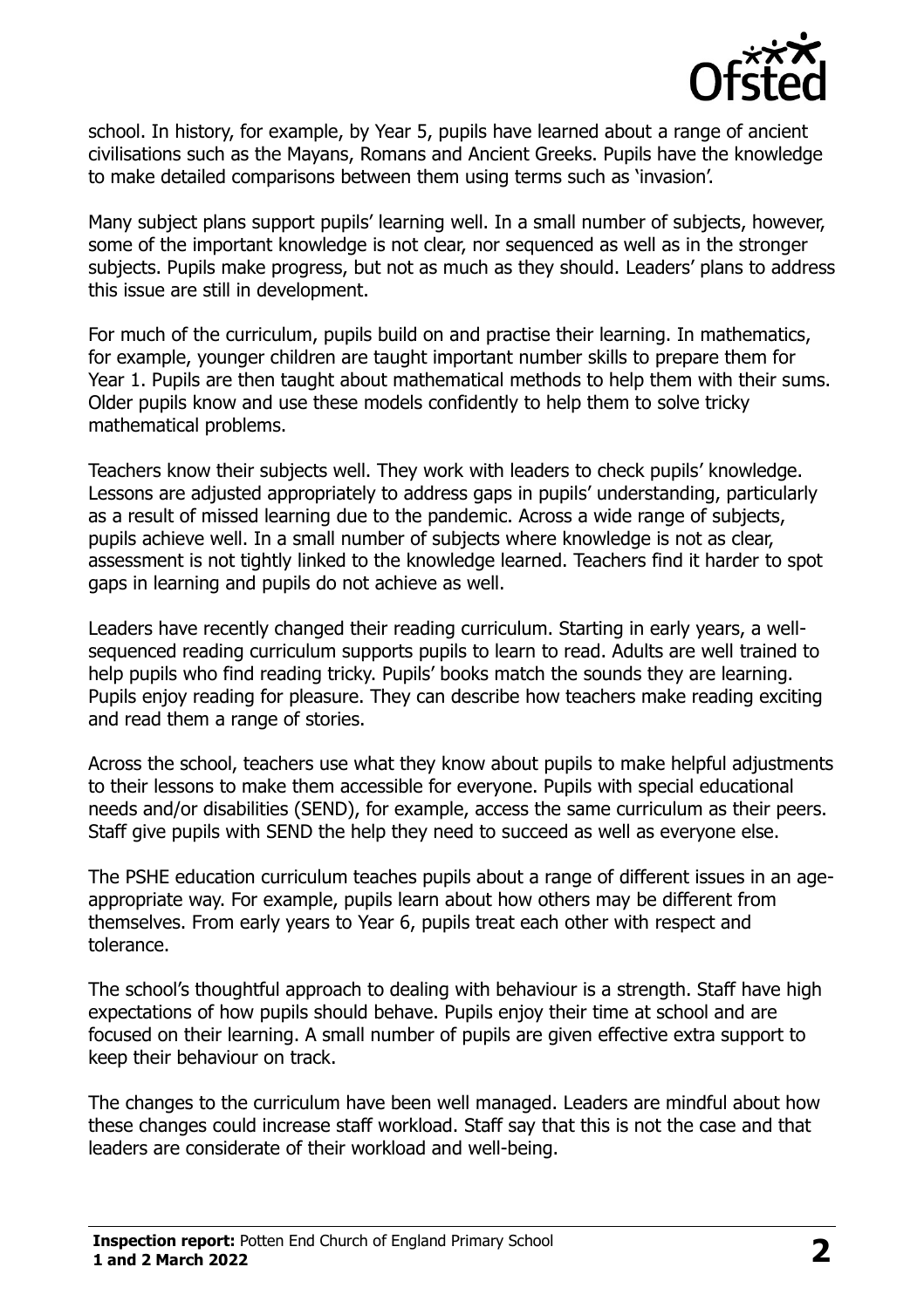school. In history, for example, by Year 5, pupils have learned about a range of ancient civilisations such as the Mayans, Romans and Ancient Greeks. Pupils have the knowledge to make detailed comparisons between them using terms such as 'invasion'.

Many subject plans support pupils' learning well. In a small number of subjects, however, some of the important knowledge is not clear, nor sequenced as well as in the stronger subjects. Pupils make progress, but not as much as they should. Leaders' plans to address this issue are still in development.

For much of the curriculum, pupils build on and practise their learning. In mathematics, for example, younger children are taught important number skills to prepare them for Year 1. Pupils are then taught about mathematical methods to help them with their sums. Older pupils know and use these models confidently to help them to solve tricky mathematical problems.

Teachers know their subjects well. They work with leaders to check pupils' knowledge. Lessons are adjusted appropriately to address gaps in pupils' understanding, particularly as a result of missed learning due to the pandemic. Across a wide range of subjects, pupils achieve well. In a small number of subjects where knowledge is not as clear, assessment is not tightly linked to the knowledge learned. Teachers find it harder to spot gaps in learning and pupils do not achieve as well.

Leaders have recently changed their reading curriculum. Starting in early years, a well-sequenced reading curriculum supports pupils to learn to read. Adults are well trained to help pupils who find reading tricky. Pupils' books match the sounds they are learning. Pupils enjoy reading for pleasure. They can describe how teachers make reading exciting and read them a range of stories.

Across the school, teachers use what they know about pupils to make helpful adjustments to their lessons to make them accessible for everyone. Pupils with special educational needs and/or disabilities (SEND), for example, access the same curriculum as their peers. Staff give pupils with SEND the help they need to succeed as well as everyone else.

The PSHE education curriculum teaches pupils about a range of different issues in an age-appropriate way. For example, pupils learn about how others may be different from themselves. From early years to Year 6, pupils treat each other with respect and tolerance.

The school's thoughtful approach to dealing with behaviour is a strength. Staff have high expectations of how pupils should behave. Pupils enjoy their time at school and are focused on their learning. A small number of pupils are given effective extra support to keep their behaviour on track.

The changes to the curriculum have been well managed. Leaders are mindful about how these changes could increase staff workload. Staff say that this is not the case and that leaders are considerate of their workload and well-being.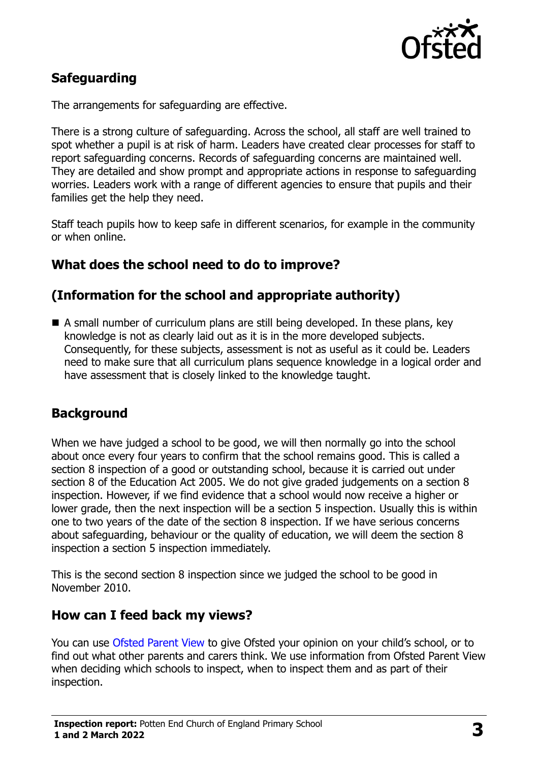## Safeguarding

The arrangements for safeguarding are effective.

There is a strong culture of safeguarding. Across the school, all staff are well trained to spot whether a pupil is at risk of harm. Leaders have created clear processes for staff to report safeguarding concerns. Records of safeguarding concerns are maintained well. They are detailed and show prompt and appropriate actions in response to safeguarding worries. Leaders work with a range of different agencies to ensure that pupils and their families get the help they need.

Staff teach pupils how to keep safe in different scenarios, for example in the community or when online.

## What does the school need to do to improve?

## (Information for the school and appropriate authority)

- A small number of curriculum plans are still being developed. In these plans, key knowledge is not as clearly laid out as it is in the more developed subjects. Consequently, for these subjects, assessment is not as useful as it could be. Leaders need to make sure that all curriculum plans sequence knowledge in a logical order and have assessment that is closely linked to the knowledge taught.

## Background

When we have judged a school to be good, we will then normally go into the school about once every four years to confirm that the school remains good. This is called a section 8 inspection of a good or outstanding school, because it is carried out under section 8 of the Education Act 2005. We do not give graded judgements on a section 8 inspection. However, if we find evidence that a school would now receive a higher or lower grade, then the next inspection will be a section 5 inspection. Usually this is within one to two years of the date of the section 8 inspection. If we have serious concerns about safeguarding, behaviour or the quality of education, we will deem the section 8 inspection a section 5 inspection immediately.

This is the second section 8 inspection since we judged the school to be good in November 2010.

## How can I feed back my views?

You can use Ofsted Parent View to give Ofsted your opinion on your child's school, or to find out what other parents and carers think. We use information from Ofsted Parent View when deciding which schools to inspect, when to inspect them and as part of their inspection.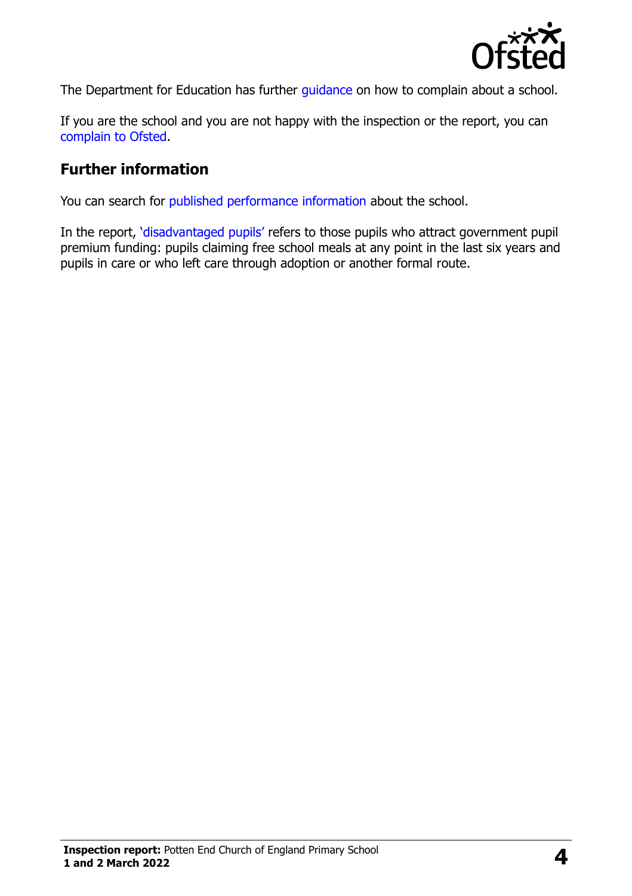The Department for Education has further guidance on how to complain about a school.

If you are the school and you are not happy with the inspection or the report, you can complain to Ofsted.

## Further information

You can search for published performance information about the school.

In the report, 'disadvantaged pupils' refers to those pupils who attract government pupil premium funding: pupils claiming free school meals at any point in the last six years and pupils in care or who left care through adoption or another formal route.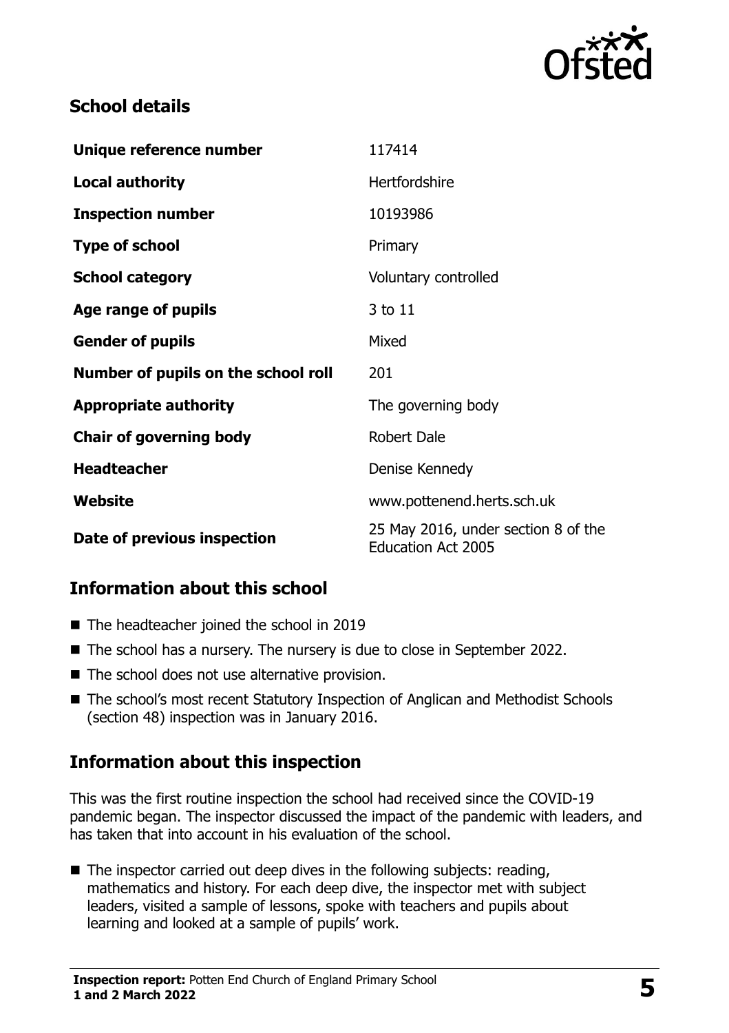## School details

| | |
|---|---|
| **Unique reference number** | 117414 |
| **Local authority** | Hertfordshire |
| **Inspection number** | 10193986 |
| **Type of school** | Primary |
| **School category** | Voluntary controlled |
| **Age range of pupils** | 3 to 11 |
| **Gender of pupils** | Mixed |
| **Number of pupils on the school roll** | 201 |
| **Appropriate authority** | The governing body |
| **Chair of governing body** | Robert Dale |
| **Headteacher** | Denise Kennedy |
| **Website** | www.pottenend.herts.sch.uk |
| **Date of previous inspection** | 25 May 2016, under section 8 of the Education Act 2005 |

## Information about this school

- The headteacher joined the school in 2019
- The school has a nursery. The nursery is due to close in September 2022.
- The school does not use alternative provision.
- The school's most recent Statutory Inspection of Anglican and Methodist Schools (section 48) inspection was in January 2016.

## Information about this inspection

This was the first routine inspection the school had received since the COVID-19 pandemic began. The inspector discussed the impact of the pandemic with leaders, and has taken that into account in his evaluation of the school.

- The inspector carried out deep dives in the following subjects: reading, mathematics and history. For each deep dive, the inspector met with subject leaders, visited a sample of lessons, spoke with teachers and pupils about learning and looked at a sample of pupils' work.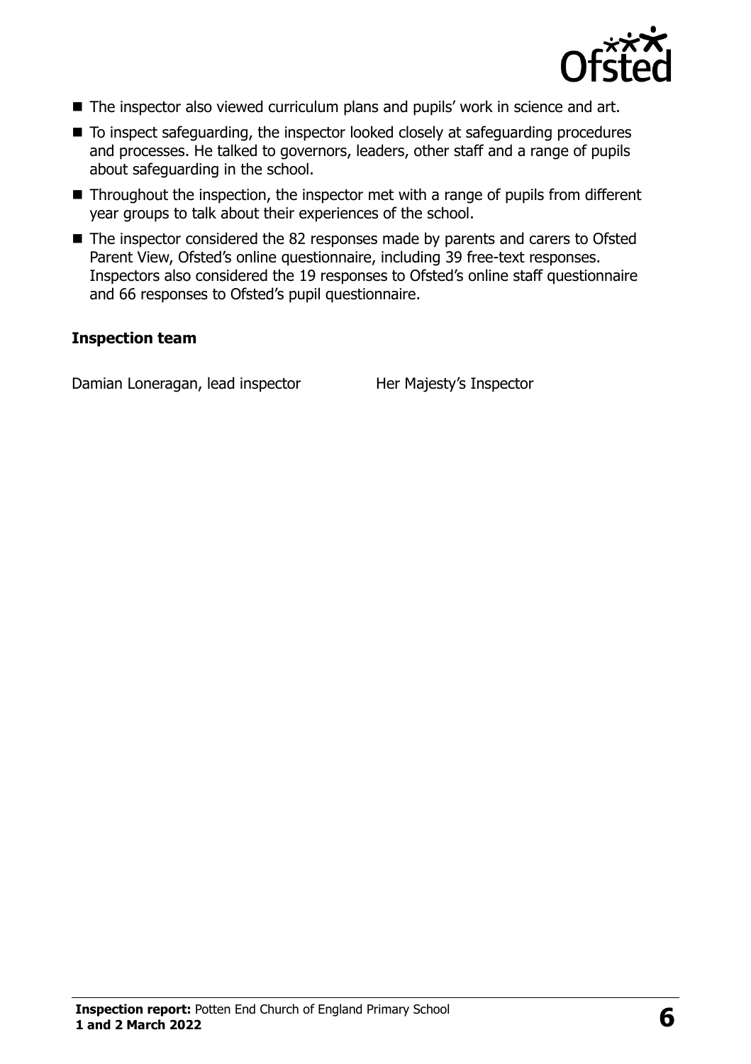- The inspector also viewed curriculum plans and pupils' work in science and art.
- To inspect safeguarding, the inspector looked closely at safeguarding procedures and processes. He talked to governors, leaders, other staff and a range of pupils about safeguarding in the school.
- Throughout the inspection, the inspector met with a range of pupils from different year groups to talk about their experiences of the school.
- The inspector considered the 82 responses made by parents and carers to Ofsted Parent View, Ofsted's online questionnaire, including 39 free-text responses. Inspectors also considered the 19 responses to Ofsted's online staff questionnaire and 66 responses to Ofsted's pupil questionnaire.

### Inspection team

| | |
|---|---|
| Damian Loneragan, lead inspector | Her Majesty's Inspector |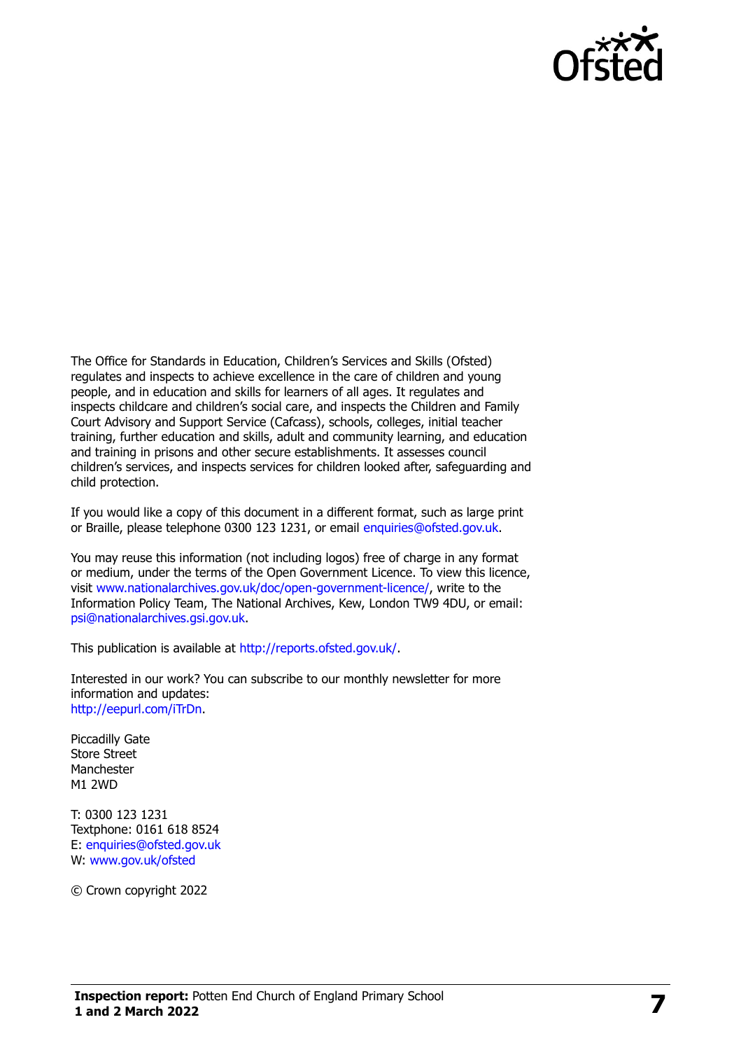The Office for Standards in Education, Children's Services and Skills (Ofsted) regulates and inspects to achieve excellence in the care of children and young people, and in education and skills for learners of all ages. It regulates and inspects childcare and children's social care, and inspects the Children and Family Court Advisory and Support Service (Cafcass), schools, colleges, initial teacher training, further education and skills, adult and community learning, and education and training in prisons and other secure establishments. It assesses council children's services, and inspects services for children looked after, safeguarding and child protection.

If you would like a copy of this document in a different format, such as large print or Braille, please telephone 0300 123 1231, or email enquiries@ofsted.gov.uk.

You may reuse this information (not including logos) free of charge in any format or medium, under the terms of the Open Government Licence. To view this licence, visit www.nationalarchives.gov.uk/doc/open-government-licence/, write to the Information Policy Team, The National Archives, Kew, London TW9 4DU, or email: psi@nationalarchives.gsi.gov.uk.

This publication is available at http://reports.ofsted.gov.uk/.

Interested in our work? You can subscribe to our monthly newsletter for more information and updates:
http://eepurl.com/iTrDn.

Piccadilly Gate
Store Street
Manchester
M1 2WD

T: 0300 123 1231
Textphone: 0161 618 8524
E: enquiries@ofsted.gov.uk
W: www.gov.uk/ofsted

© Crown copyright 2022